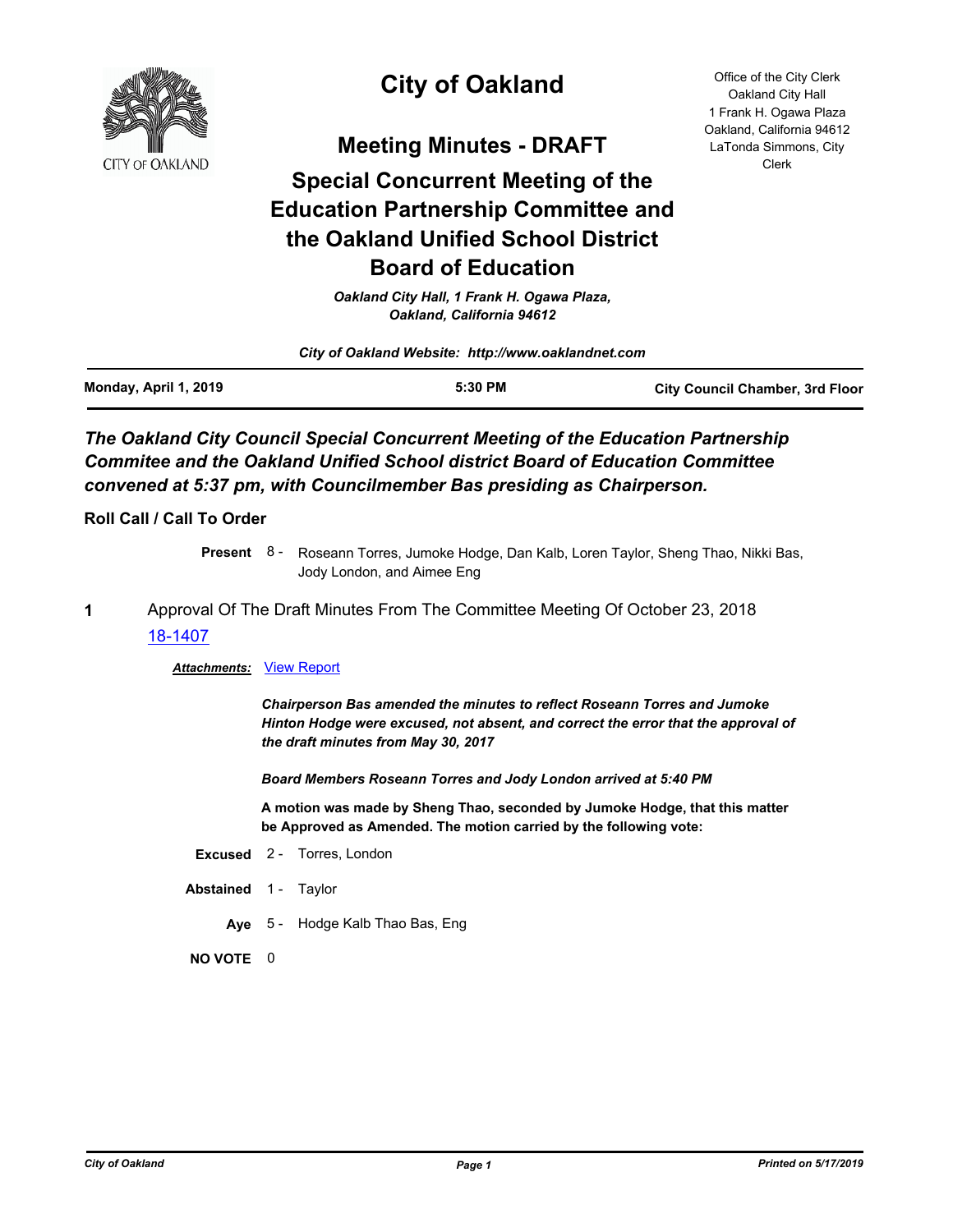# City of Oakland

Office of the City Clerk
Oakland City Hall
1 Frank H. Ogawa Plaza
Oakland, California 94612
LaTonda Simmons, City Clerk

## Meeting Minutes - DRAFT

## Special Concurrent Meeting of the Education Partnership Committee and the Oakland Unified School District Board of Education

*Oakland City Hall, 1 Frank H. Ogawa Plaza, Oakland, California 94612*

*City of Oakland Website: http://www.oaklandnet.com*

**Monday, April 1, 2019** | **5:30 PM** | **City Council Chamber, 3rd Floor**

***The Oakland City Council Special Concurrent Meeting of the Education Partnership Commitee and the Oakland Unified School district Board of Education Committee convened at 5:37 pm, with Councilmember Bas presiding as Chairperson.***

### Roll Call / Call To Order

**Present** 8 - Roseann Torres, Jumoke Hodge, Dan Kalb, Loren Taylor, Sheng Thao, Nikki Bas, Jody London, and Aimee Eng

**1** Approval Of The Draft Minutes From The Committee Meeting Of October 23, 2018

18-1407

***Attachments:*** View Report

***Chairperson Bas amended the minutes to reflect Roseann Torres and Jumoke Hinton Hodge were excused, not absent, and correct the error that the approval of the draft minutes from May 30, 2017***

***Board Members Roseann Torres and Jody London arrived at 5:40 PM***

**A motion was made by Sheng Thao, seconded by Jumoke Hodge, that this matter be Approved as Amended. The motion carried by the following vote:**

**Excused** 2 - Torres, London

**Abstained** 1 - Taylor

**Aye** 5 - Hodge Kalb Thao Bas, Eng

**NO VOTE** 0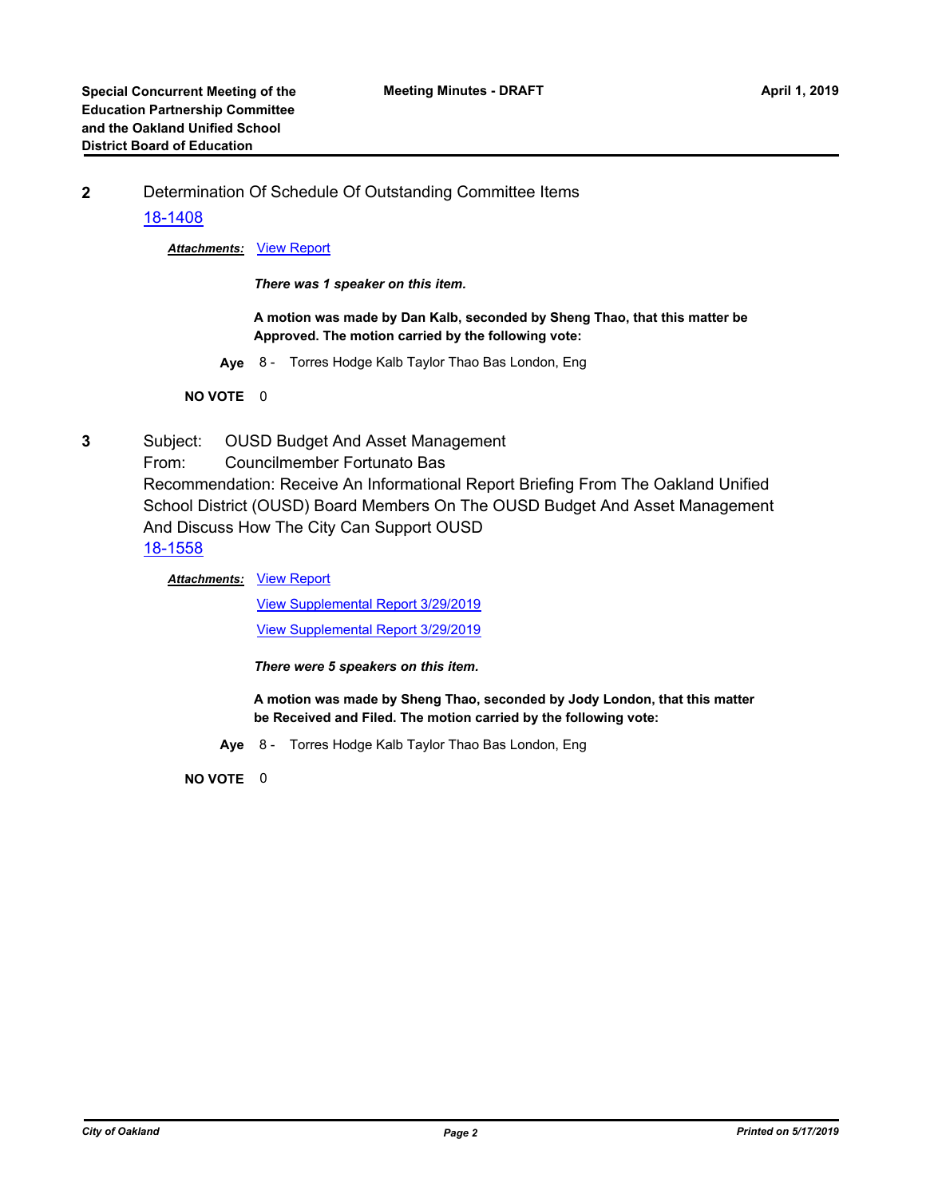**2** Determination Of Schedule Of Outstanding Committee Items

18-1408

***Attachments:*** View Report

***There was 1 speaker on this item.***

**A motion was made by Dan Kalb, seconded by Sheng Thao, that this matter be Approved. The motion carried by the following vote:**

**Aye** 8 - Torres Hodge Kalb Taylor Thao Bas London, Eng

**NO VOTE** 0

**3** Subject: OUSD Budget And Asset Management

From: Councilmember Fortunato Bas

Recommendation: Receive An Informational Report Briefing From The Oakland Unified School District (OUSD) Board Members On The OUSD Budget And Asset Management And Discuss How The City Can Support OUSD

18-1558

***Attachments:*** View Report

View Supplemental Report 3/29/2019

View Supplemental Report 3/29/2019

***There were 5 speakers on this item.***

**A motion was made by Sheng Thao, seconded by Jody London, that this matter be Received and Filed. The motion carried by the following vote:**

**Aye** 8 - Torres Hodge Kalb Taylor Thao Bas London, Eng

**NO VOTE** 0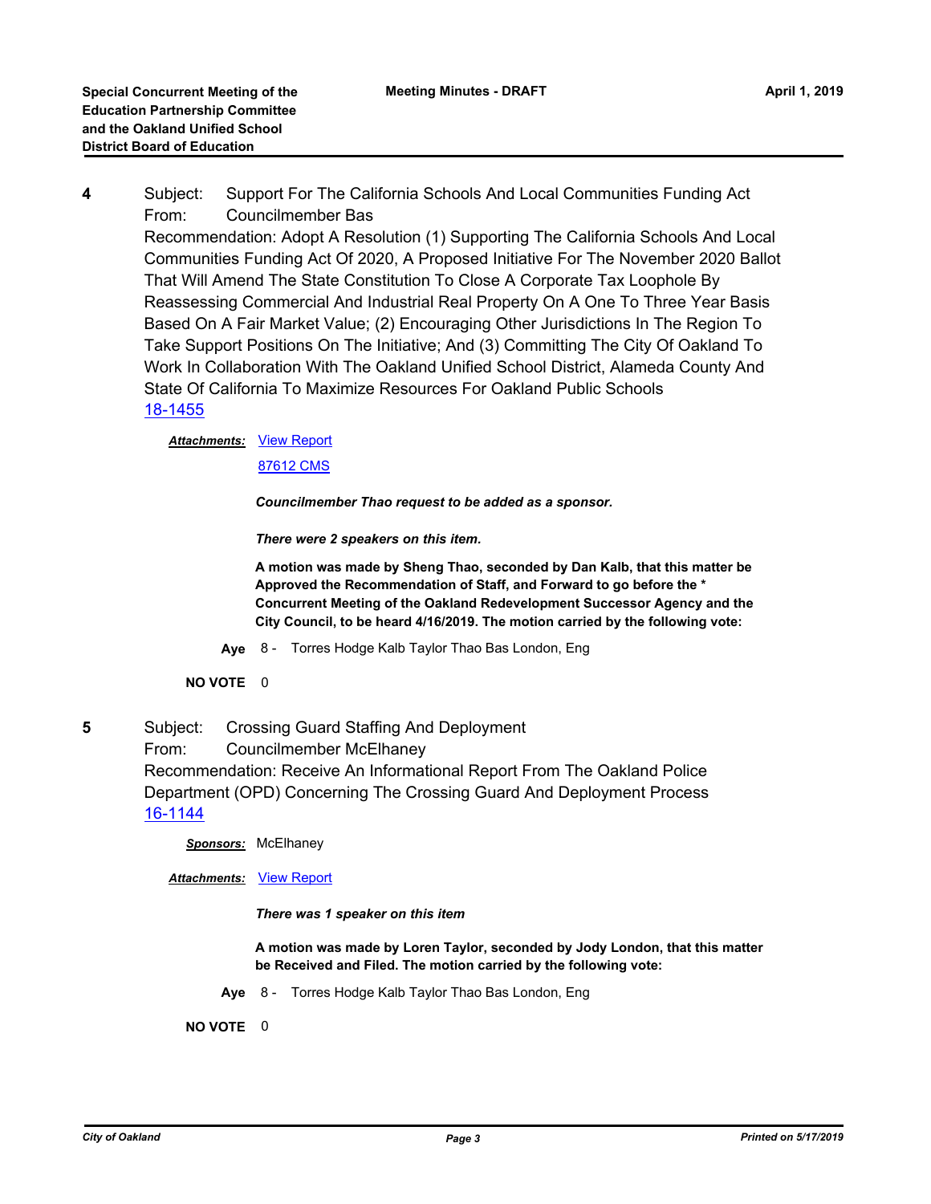**4** Subject: Support For The California Schools And Local Communities Funding Act
From: Councilmember Bas
Recommendation: Adopt A Resolution (1) Supporting The California Schools And Local Communities Funding Act Of 2020, A Proposed Initiative For The November 2020 Ballot That Will Amend The State Constitution To Close A Corporate Tax Loophole By Reassessing Commercial And Industrial Real Property On A One To Three Year Basis Based On A Fair Market Value; (2) Encouraging Other Jurisdictions In The Region To Take Support Positions On The Initiative; And (3) Committing The City Of Oakland To Work In Collaboration With The Oakland Unified School District, Alameda County And State Of California To Maximize Resources For Oakland Public Schools
18-1455

***Attachments:*** View Report
87612 CMS

***Councilmember Thao request to be added as a sponsor.***

***There were 2 speakers on this item.***

**A motion was made by Sheng Thao, seconded by Dan Kalb, that this matter be Approved the Recommendation of Staff, and Forward to go before the * Concurrent Meeting of the Oakland Redevelopment Successor Agency and the City Council, to be heard 4/16/2019. The motion carried by the following vote:**

**Aye** 8 - Torres Hodge Kalb Taylor Thao Bas London, Eng

**NO VOTE** 0

**5** Subject: Crossing Guard Staffing And Deployment
From: Councilmember McElhaney
Recommendation: Receive An Informational Report From The Oakland Police Department (OPD) Concerning The Crossing Guard And Deployment Process
16-1144

***Sponsors:*** McElhaney

***Attachments:*** View Report

***There was 1 speaker on this item***

**A motion was made by Loren Taylor, seconded by Jody London, that this matter be Received and Filed. The motion carried by the following vote:**

**Aye** 8 - Torres Hodge Kalb Taylor Thao Bas London, Eng

**NO VOTE** 0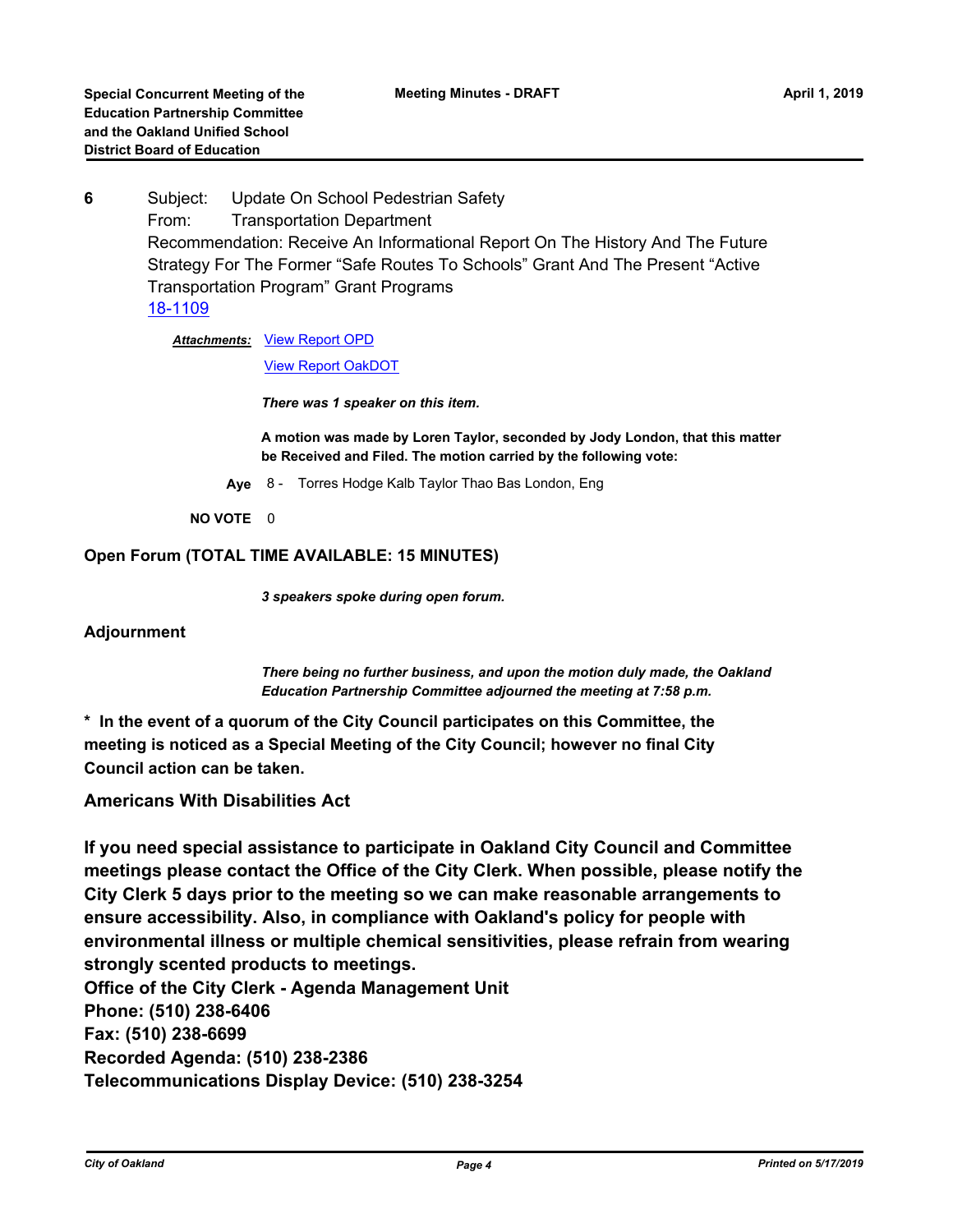**6** Subject: Update On School Pedestrian Safety
From: Transportation Department
Recommendation: Receive An Informational Report On The History And The Future Strategy For The Former "Safe Routes To Schools" Grant And The Present "Active Transportation Program" Grant Programs
18-1109

***Attachments:*** View Report OPD
View Report OakDOT

***There was 1 speaker on this item.***

**A motion was made by Loren Taylor, seconded by Jody London, that this matter be Received and Filed. The motion carried by the following vote:**

**Aye** 8 - Torres Hodge Kalb Taylor Thao Bas London, Eng

**NO VOTE** 0

**Open Forum (TOTAL TIME AVAILABLE: 15 MINUTES)**

***3 speakers spoke during open forum.***

**Adjournment**

***There being no further business, and upon the motion duly made, the Oakland Education Partnership Committee adjourned the meeting at 7:58 p.m.***

**\* In the event of a quorum of the City Council participates on this Committee, the meeting is noticed as a Special Meeting of the City Council; however no final City Council action can be taken.**

**Americans With Disabilities Act**

**If you need special assistance to participate in Oakland City Council and Committee meetings please contact the Office of the City Clerk. When possible, please notify the City Clerk 5 days prior to the meeting so we can make reasonable arrangements to ensure accessibility. Also, in compliance with Oakland's policy for people with environmental illness or multiple chemical sensitivities, please refrain from wearing strongly scented products to meetings.**
**Office of the City Clerk - Agenda Management Unit**
**Phone: (510) 238-6406**
**Fax: (510) 238-6699**
**Recorded Agenda: (510) 238-2386**
**Telecommunications Display Device: (510) 238-3254**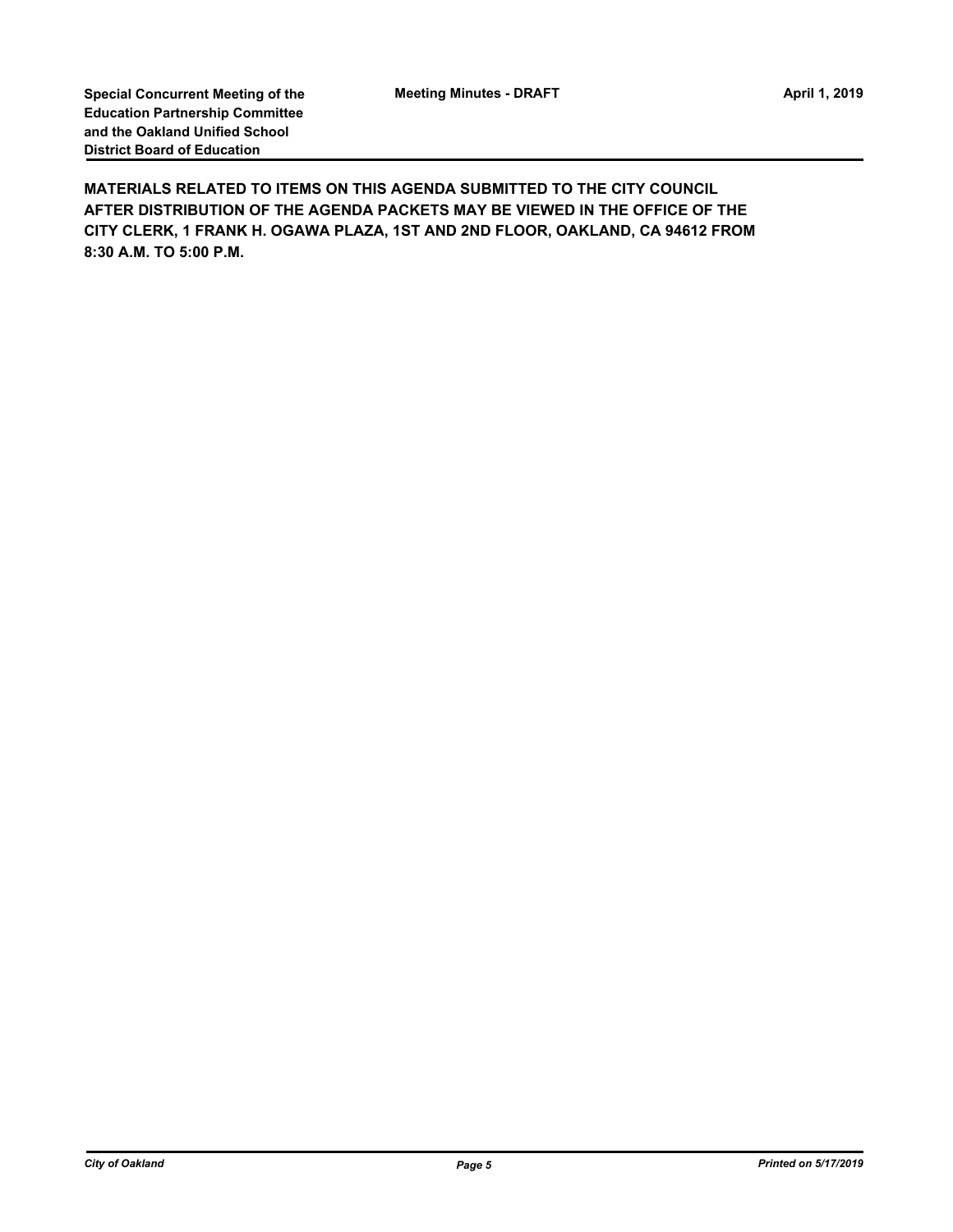**MATERIALS RELATED TO ITEMS ON THIS AGENDA SUBMITTED TO THE CITY COUNCIL AFTER DISTRIBUTION OF THE AGENDA PACKETS MAY BE VIEWED IN THE OFFICE OF THE CITY CLERK, 1 FRANK H. OGAWA PLAZA, 1ST AND 2ND FLOOR, OAKLAND, CA 94612 FROM 8:30 A.M. TO 5:00 P.M.**